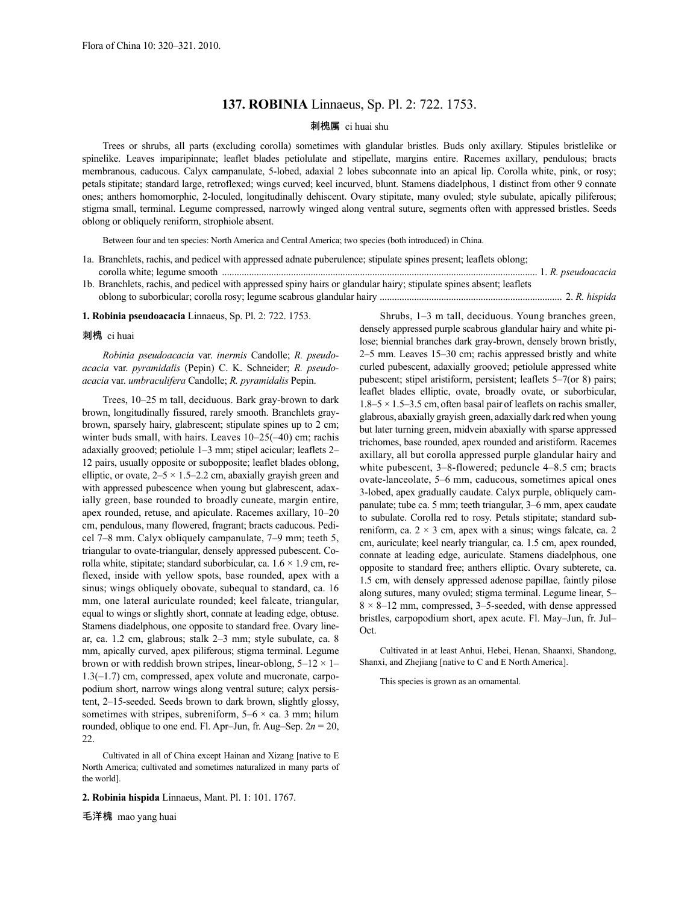# 137. ROBINIA Linnaeus, Sp. Pl. 2: 722. 1753.

刺槐属 ci huai shu

Trees or shrubs, all parts (excluding corolla) sometimes with glandular bristles. Buds only axillary. Stipules bristlelike or spinelike. Leaves imparipinnate; leaflet blades petiolulate and stipellate, margins entire. Racemes axillary, pendulous; bracts membranous, caducous. Calyx campanulate, 5-lobed, adaxial 2 lobes subconnate into an apical lip. Corolla white, pink, or rosy; petals stipitate; standard large, retroflexed; wings curved; keel incurved, blunt. Stamens diadelphous, 1 distinct from other 9 connate ones; anthers homomorphic, 2-loculed, longitudinally dehiscent. Ovary stipitate, many ovuled; style subulate, apically piliferous; stigma small, terminal. Legume compressed, narrowly winged along ventral suture, segments often with appressed bristles. Seeds oblong or obliquely reniform, strophiole absent.

Between four and ten species: North America and Central America; two species (both introduced) in China.

1a. Branchlets, rachis, and pedicel with appressed adnate puberulence; stipulate spines present; leaflets oblong; corolla white; legume smooth .............................................................................................................................. 1. *R. pseudoacacia*

1b. Branchlets, rachis, and pedicel with appressed spiny hairs or glandular hairy; stipulate spines absent; leaflets oblong to suborbicular; corolla rosy; legume scabrous glandular hairy ......................................................................... 2. *R. hispida*

**1. Robinia pseudoacacia** Linnaeus, Sp. Pl. 2: 722. 1753.

刺槐 ci huai

*Robinia pseudoacacia* var. *inermis* Candolle; *R. pseudoacacia* var. *pyramidalis* (Pepin) C. K. Schneider; *R. pseudoacacia* var. *umbraculifera* Candolle; *R. pyramidalis* Pepin.

Trees, 10–25 m tall, deciduous. Bark gray-brown to dark brown, longitudinally fissured, rarely smooth. Branchlets gray-brown, sparsely hairy, glabrescent; stipulate spines up to 2 cm; winter buds small, with hairs. Leaves 10–25(–40) cm; rachis adaxially grooved; petiolule 1–3 mm; stipel acicular; leaflets 2–12 pairs, usually opposite or subopposite; leaflet blades oblong, elliptic, or ovate, 2–5 × 1.5–2.2 cm, abaxially grayish green and with appressed pubescence when young but glabrescent, adaxially green, base rounded to broadly cuneate, margin entire, apex rounded, retuse, and apiculate. Racemes axillary, 10–20 cm, pendulous, many flowered, fragrant; bracts caducous. Pedicel 7–8 mm. Calyx obliquely campanulate, 7–9 mm; teeth 5, triangular to ovate-triangular, densely appressed pubescent. Corolla white, stipitate; standard suborbicular, ca. 1.6 × 1.9 cm, reflexed, inside with yellow spots, base rounded, apex with a sinus; wings obliquely obovate, subequal to standard, ca. 16 mm, one lateral auriculate rounded; keel falcate, triangular, equal to wings or slightly short, connate at leading edge, obtuse. Stamens diadelphous, one opposite to standard free. Ovary linear, ca. 1.2 cm, glabrous; stalk 2–3 mm; style subulate, ca. 8 mm, apically curved, apex piliferous; stigma terminal. Legume brown or with reddish brown stripes, linear-oblong, 5–12 × 1–1.3(–1.7) cm, compressed, apex volute and mucronate, carpopodium short, narrow wings along ventral suture; calyx persistent, 2–15-seeded. Seeds brown to dark brown, slightly glossy, sometimes with stripes, subreniform, 5–6 × ca. 3 mm; hilum rounded, oblique to one end. Fl. Apr–Jun, fr. Aug–Sep. $2n = 20$, 22.

Cultivated in all of China except Hainan and Xizang [native to E North America; cultivated and sometimes naturalized in many parts of the world].

**2. Robinia hispida** Linnaeus, Mant. Pl. 1: 101. 1767.

毛洋槐 mao yang huai

Shrubs, 1–3 m tall, deciduous. Young branches green, densely appressed purple scabrous glandular hairy and white pilose; biennial branches dark gray-brown, densely brown bristly, 2–5 mm. Leaves 15–30 cm; rachis appressed bristly and white curled pubescent, adaxially grooved; petiolule appressed white pubescent; stipel aristiform, persistent; leaflets 5–7(or 8) pairs; leaflet blades elliptic, ovate, broadly ovate, or suborbicular, 1.8–5 × 1.5–3.5 cm, often basal pair of leaflets on rachis smaller, glabrous, abaxially grayish green, adaxially dark red when young but later turning green, midvein abaxially with sparse appressed trichomes, base rounded, apex rounded and aristiform. Racemes axillary, all but corolla appressed purple glandular hairy and white pubescent, 3–8-flowered; peduncle 4–8.5 cm; bracts ovate-lanceolate, 5–6 mm, caducous, sometimes apical ones 3-lobed, apex gradually caudate. Calyx purple, obliquely campanulate; tube ca. 5 mm; teeth triangular, 3–6 mm, apex caudate to subulate. Corolla red to rosy. Petals stipitate; standard subreniform, ca. 2 × 3 cm, apex with a sinus; wings falcate, ca. 2 cm, auriculate; keel nearly triangular, ca. 1.5 cm, apex rounded, connate at leading edge, auriculate. Stamens diadelphous, one opposite to standard free; anthers elliptic. Ovary subterete, ca. 1.5 cm, with densely appressed adenose papillae, faintly pilose along sutures, many ovuled; stigma terminal. Legume linear, 5–8 × 8–12 mm, compressed, 3–5-seeded, with dense appressed bristles, carpopodium short, apex acute. Fl. May–Jun, fr. Jul–Oct.

Cultivated in at least Anhui, Hebei, Henan, Shaanxi, Shandong, Shanxi, and Zhejiang [native to C and E North America].

This species is grown as an ornamental.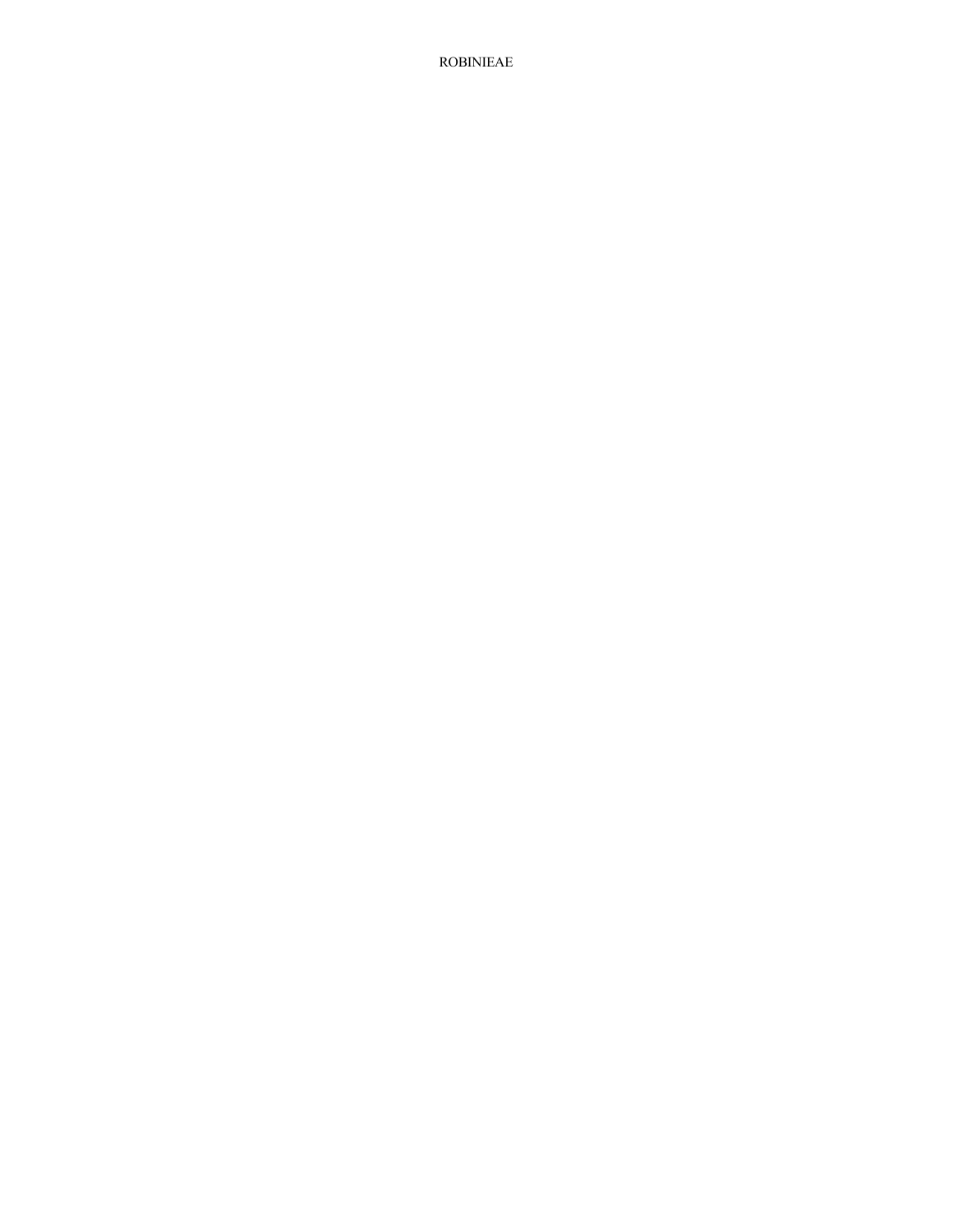ROBINIEAE